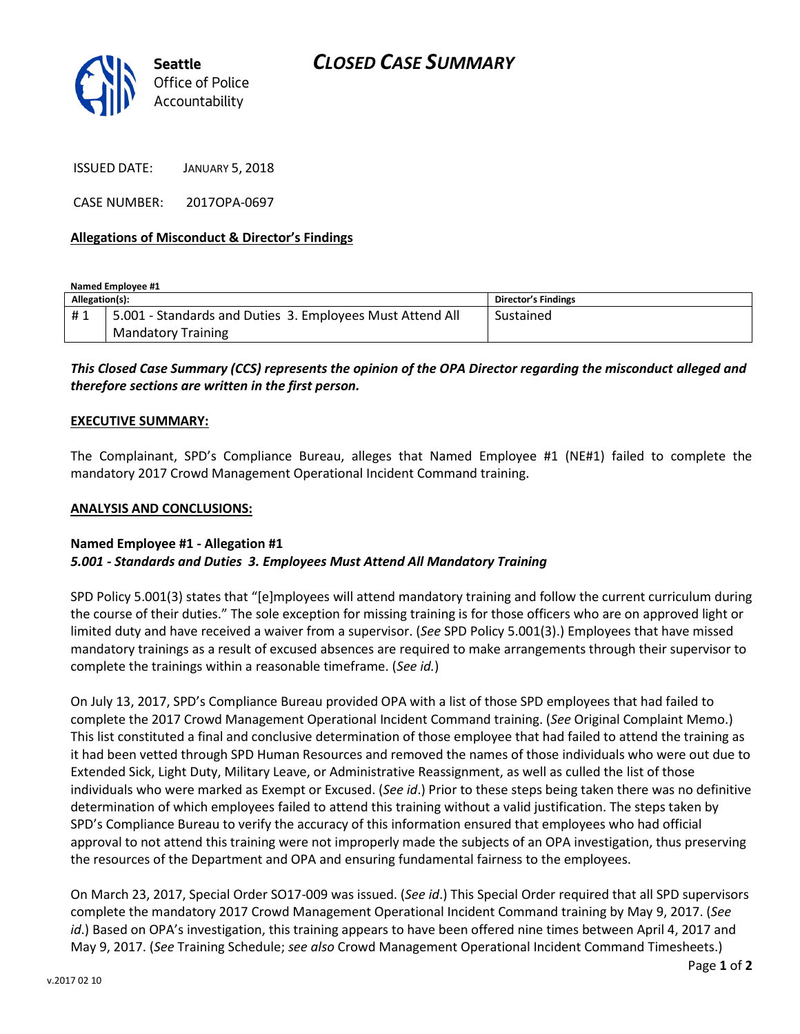# CLOSED CASE SUMMARY

**Seattle** Office of Police Accountability

ISSUED DATE: JANUARY 5, 2018

CASE NUMBER: 2017OPA-0697

**Allegations of Misconduct & Director's Findings**

**Named Employee #1**

| Allegation(s): | | Director's Findings |
|---|---|---|
| # 1 | 5.001 - Standards and Duties 3. Employees Must Attend All Mandatory Training | Sustained |

***This Closed Case Summary (CCS) represents the opinion of the OPA Director regarding the misconduct alleged and therefore sections are written in the first person.***

**EXECUTIVE SUMMARY:**

The Complainant, SPD's Compliance Bureau, alleges that Named Employee #1 (NE#1) failed to complete the mandatory 2017 Crowd Management Operational Incident Command training.

**ANALYSIS AND CONCLUSIONS:**

**Named Employee #1 - Allegation #1**
***5.001 - Standards and Duties 3. Employees Must Attend All Mandatory Training***

SPD Policy 5.001(3) states that "[e]mployees will attend mandatory training and follow the current curriculum during the course of their duties." The sole exception for missing training is for those officers who are on approved light or limited duty and have received a waiver from a supervisor. (*See* SPD Policy 5.001(3).) Employees that have missed mandatory trainings as a result of excused absences are required to make arrangements through their supervisor to complete the trainings within a reasonable timeframe. (*See id.*)

On July 13, 2017, SPD's Compliance Bureau provided OPA with a list of those SPD employees that had failed to complete the 2017 Crowd Management Operational Incident Command training. (*See* Original Complaint Memo.) This list constituted a final and conclusive determination of those employee that had failed to attend the training as it had been vetted through SPD Human Resources and removed the names of those individuals who were out due to Extended Sick, Light Duty, Military Leave, or Administrative Reassignment, as well as culled the list of those individuals who were marked as Exempt or Excused. (*See id*.) Prior to these steps being taken there was no definitive determination of which employees failed to attend this training without a valid justification. The steps taken by SPD's Compliance Bureau to verify the accuracy of this information ensured that employees who had official approval to not attend this training were not improperly made the subjects of an OPA investigation, thus preserving the resources of the Department and OPA and ensuring fundamental fairness to the employees.

On March 23, 2017, Special Order SO17-009 was issued. (*See id*.) This Special Order required that all SPD supervisors complete the mandatory 2017 Crowd Management Operational Incident Command training by May 9, 2017. (*See id*.) Based on OPA's investigation, this training appears to have been offered nine times between April 4, 2017 and May 9, 2017. (*See* Training Schedule; *see also* Crowd Management Operational Incident Command Timesheets.)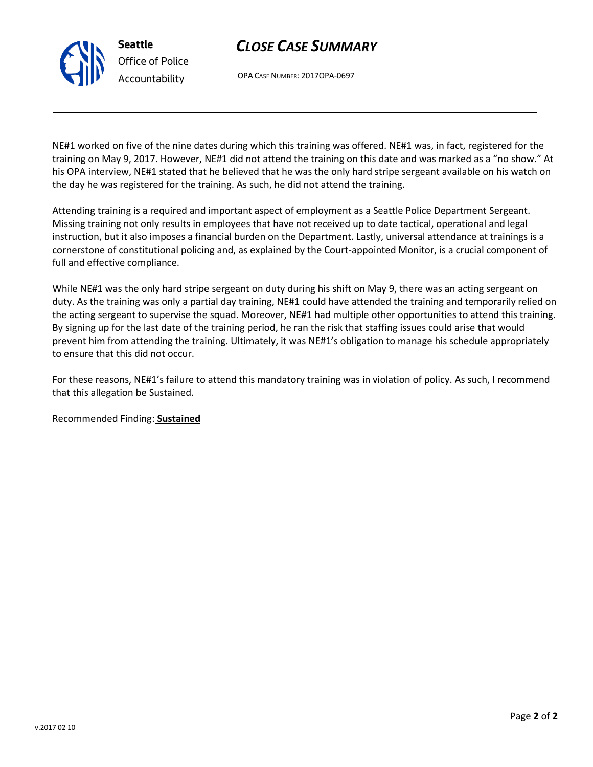NE#1 worked on five of the nine dates during which this training was offered. NE#1 was, in fact, registered for the training on May 9, 2017. However, NE#1 did not attend the training on this date and was marked as a "no show." At his OPA interview, NE#1 stated that he believed that he was the only hard stripe sergeant available on his watch on the day he was registered for the training. As such, he did not attend the training.

Attending training is a required and important aspect of employment as a Seattle Police Department Sergeant. Missing training not only results in employees that have not received up to date tactical, operational and legal instruction, but it also imposes a financial burden on the Department. Lastly, universal attendance at trainings is a cornerstone of constitutional policing and, as explained by the Court-appointed Monitor, is a crucial component of full and effective compliance.

While NE#1 was the only hard stripe sergeant on duty during his shift on May 9, there was an acting sergeant on duty. As the training was only a partial day training, NE#1 could have attended the training and temporarily relied on the acting sergeant to supervise the squad. Moreover, NE#1 had multiple other opportunities to attend this training. By signing up for the last date of the training period, he ran the risk that staffing issues could arise that would prevent him from attending the training. Ultimately, it was NE#1's obligation to manage his schedule appropriately to ensure that this did not occur.

For these reasons, NE#1's failure to attend this mandatory training was in violation of policy. As such, I recommend that this allegation be Sustained.

Recommended Finding: **Sustained**